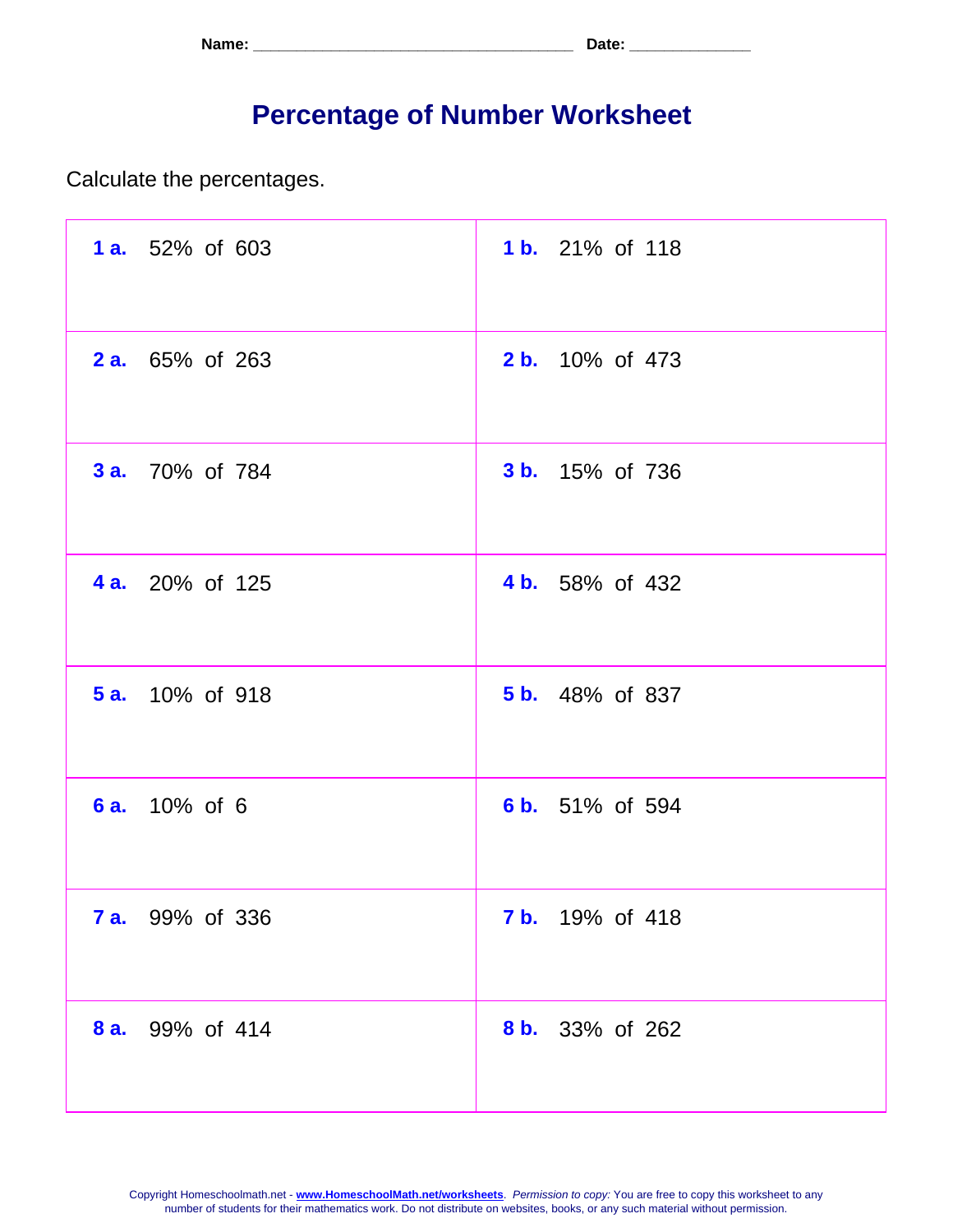Name: ____________________________________ Date: _____________

# Percentage of Number Worksheet

Calculate the percentages.

| | |
|---|---|
| **1 a.** 52% of 603 | **1 b.** 21% of 118 |
| **2 a.** 65% of 263 | **2 b.** 10% of 473 |
| **3 a.** 70% of 784 | **3 b.** 15% of 736 |
| **4 a.** 20% of 125 | **4 b.** 58% of 432 |
| **5 a.** 10% of 918 | **5 b.** 48% of 837 |
| **6 a.** 10% of 6 | **6 b.** 51% of 594 |
| **7 a.** 99% of 336 | **7 b.** 19% of 418 |
| **8 a.** 99% of 414 | **8 b.** 33% of 262 |

Copyright Homeschoolmath.net - **www.HomeschoolMath.net/worksheets**. *Permission to copy:* You are free to copy this worksheet to any number of students for their mathematics work. Do not distribute on websites, books, or any such material without permission.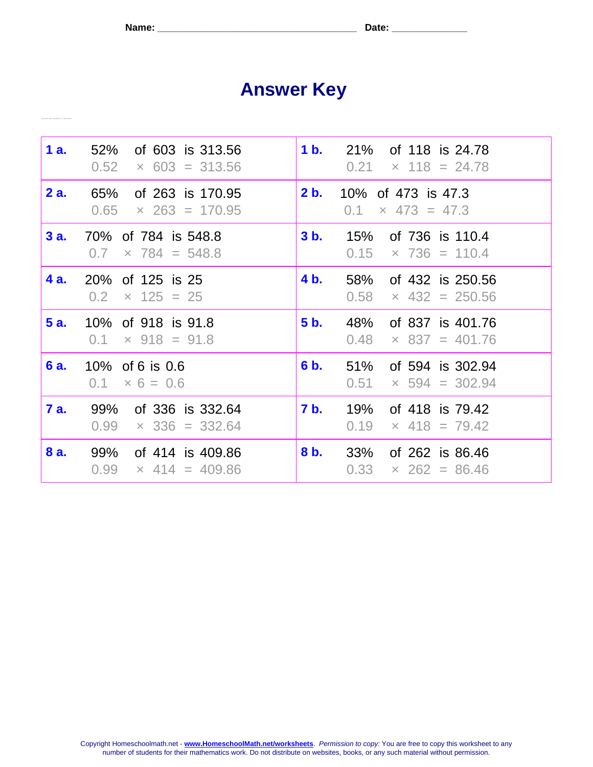Name: ________________________________ Date: ____________

# Answer Key

| | | | |
|---|---|---|---|
| **1 a.** | 52% of 603 is 313.56<br>0.52 × 603 = 313.56 | **1 b.** | 21% of 118 is 24.78<br>0.21 × 118 = 24.78 |
| **2 a.** | 65% of 263 is 170.95<br>0.65 × 263 = 170.95 | **2 b.** | 10% of 473 is 47.3<br>0.1 × 473 = 47.3 |
| **3 a.** | 70% of 784 is 548.8<br>0.7 × 784 = 548.8 | **3 b.** | 15% of 736 is 110.4<br>0.15 × 736 = 110.4 |
| **4 a.** | 20% of 125 is 25<br>0.2 × 125 = 25 | **4 b.** | 58% of 432 is 250.56<br>0.58 × 432 = 250.56 |
| **5 a.** | 10% of 918 is 91.8<br>0.1 × 918 = 91.8 | **5 b.** | 48% of 837 is 401.76<br>0.48 × 837 = 401.76 |
| **6 a.** | 10% of 6 is 0.6<br>0.1 × 6 = 0.6 | **6 b.** | 51% of 594 is 302.94<br>0.51 × 594 = 302.94 |
| **7 a.** | 99% of 336 is 332.64<br>0.99 × 336 = 332.64 | **7 b.** | 19% of 418 is 79.42<br>0.19 × 418 = 79.42 |
| **8 a.** | 99% of 414 is 409.86<br>0.99 × 414 = 409.86 | **8 b.** | 33% of 262 is 86.46<br>0.33 × 262 = 86.46 |

Copyright Homeschoolmath.net - **www.HomeschoolMath.net/worksheets**. *Permission to copy:* You are free to copy this worksheet to any number of students for their mathematics work. Do not distribute on websites, books, or any such material without permission.